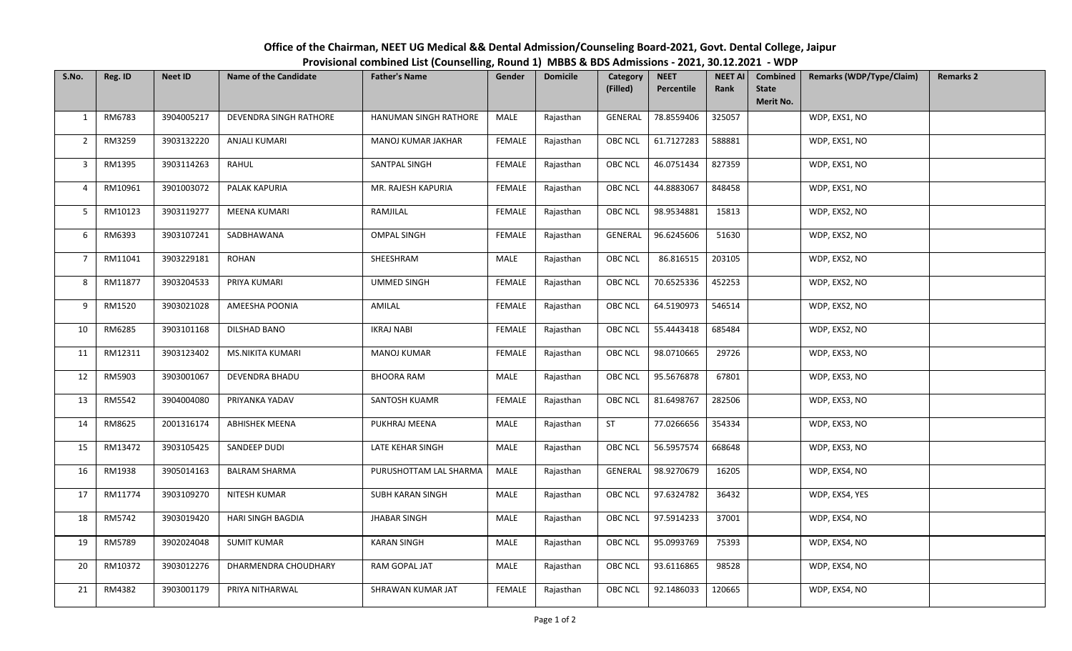**Office of the Chairman, NEET UG Medical && Dental Admission/Counseling Board-2021, Govt. Dental College, Jaipur**

**Provisional combined List (Counselling, Round 1) MBBS & BDS Admissions - 2021, 30.12.2021 - WDP**

| S.No. | Reg. ID | Neet ID | Name of the Candidate | Father's Name | Gender | Domicile | Category (Filled) | NEET Percentile | NEET AI Rank | Combined State Merit No. | Remarks (WDP/Type/Claim) | Remarks 2 |
|---|---|---|---|---|---|---|---|---|---|---|---|---|
| 1 | RM6783 | 3904005217 | DEVENDRA SINGH RATHORE | HANUMAN SINGH RATHORE | MALE | Rajasthan | GENERAL | 78.8559406 | 325057 | | WDP, EXS1, NO | |
| 2 | RM3259 | 3903132220 | ANJALI KUMARI | MANOJ KUMAR JAKHAR | FEMALE | Rajasthan | OBC NCL | 61.7127283 | 588881 | | WDP, EXS1, NO | |
| 3 | RM1395 | 3903114263 | RAHUL | SANTPAL SINGH | FEMALE | Rajasthan | OBC NCL | 46.0751434 | 827359 | | WDP, EXS1, NO | |
| 4 | RM10961 | 3901003072 | PALAK KAPURIA | MR. RAJESH KAPURIA | FEMALE | Rajasthan | OBC NCL | 44.8883067 | 848458 | | WDP, EXS1, NO | |
| 5 | RM10123 | 3903119277 | MEENA KUMARI | RAMJILAL | FEMALE | Rajasthan | OBC NCL | 98.9534881 | 15813 | | WDP, EXS2, NO | |
| 6 | RM6393 | 3903107241 | SADBHAWANA | OMPAL SINGH | FEMALE | Rajasthan | GENERAL | 96.6245606 | 51630 | | WDP, EXS2, NO | |
| 7 | RM11041 | 3903229181 | ROHAN | SHEESHRAM | MALE | Rajasthan | OBC NCL | 86.816515 | 203105 | | WDP, EXS2, NO | |
| 8 | RM11877 | 3903204533 | PRIYA KUMARI | UMMED SINGH | FEMALE | Rajasthan | OBC NCL | 70.6525336 | 452253 | | WDP, EXS2, NO | |
| 9 | RM1520 | 3903021028 | AMEESHA POONIA | AMILAL | FEMALE | Rajasthan | OBC NCL | 64.5190973 | 546514 | | WDP, EXS2, NO | |
| 10 | RM6285 | 3903101168 | DILSHAD BANO | IKRAJ NABI | FEMALE | Rajasthan | OBC NCL | 55.4443418 | 685484 | | WDP, EXS2, NO | |
| 11 | RM12311 | 3903123402 | MS.NIKITA KUMARI | MANOJ KUMAR | FEMALE | Rajasthan | OBC NCL | 98.0710665 | 29726 | | WDP, EXS3, NO | |
| 12 | RM5903 | 3903001067 | DEVENDRA BHADU | BHOORA RAM | MALE | Rajasthan | OBC NCL | 95.5676878 | 67801 | | WDP, EXS3, NO | |
| 13 | RM5542 | 3904004080 | PRIYANKA YADAV | SANTOSH KUAMR | FEMALE | Rajasthan | OBC NCL | 81.6498767 | 282506 | | WDP, EXS3, NO | |
| 14 | RM8625 | 2001316174 | ABHISHEK MEENA | PUKHRAJ MEENA | MALE | Rajasthan | ST | 77.0266656 | 354334 | | WDP, EXS3, NO | |
| 15 | RM13472 | 3903105425 | SANDEEP DUDI | LATE KEHAR SINGH | MALE | Rajasthan | OBC NCL | 56.5957574 | 668648 | | WDP, EXS3, NO | |
| 16 | RM1938 | 3905014163 | BALRAM SHARMA | PURUSHOTTAM LAL SHARMA | MALE | Rajasthan | GENERAL | 98.9270679 | 16205 | | WDP, EXS4, NO | |
| 17 | RM11774 | 3903109270 | NITESH KUMAR | SUBH KARAN SINGH | MALE | Rajasthan | OBC NCL | 97.6324782 | 36432 | | WDP, EXS4, YES | |
| 18 | RM5742 | 3903019420 | HARI SINGH BAGDIA | JHABAR SINGH | MALE | Rajasthan | OBC NCL | 97.5914233 | 37001 | | WDP, EXS4, NO | |
| 19 | RM5789 | 3902024048 | SUMIT KUMAR | KARAN SINGH | MALE | Rajasthan | OBC NCL | 95.0993769 | 75393 | | WDP, EXS4, NO | |
| 20 | RM10372 | 3903012276 | DHARMENDRA CHOUDHARY | RAM GOPAL JAT | MALE | Rajasthan | OBC NCL | 93.6116865 | 98528 | | WDP, EXS4, NO | |
| 21 | RM4382 | 3903001179 | PRIYA NITHARWAL | SHRAWAN KUMAR JAT | FEMALE | Rajasthan | OBC NCL | 92.1486033 | 120665 | | WDP, EXS4, NO | |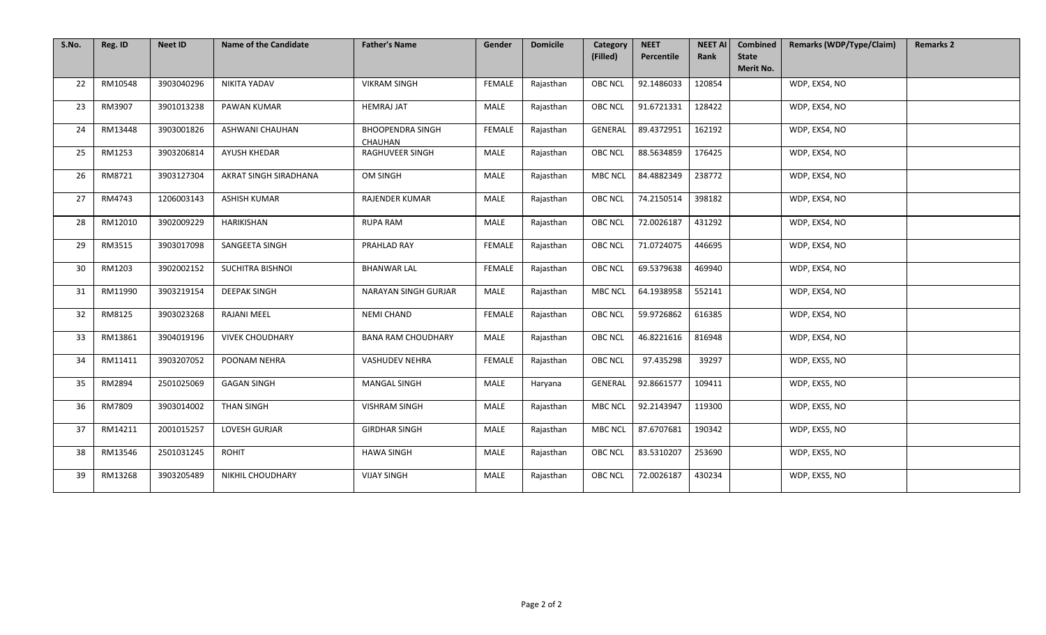| S.No. | Reg. ID | Neet ID | Name of the Candidate | Father's Name | Gender | Domicile | Category (Filled) | NEET Percentile | NEET AI Rank | Combined State Merit No. | Remarks (WDP/Type/Claim) | Remarks 2 |
|---|---|---|---|---|---|---|---|---|---|---|---|---|
| 22 | RM10548 | 3903040296 | NIKITA YADAV | VIKRAM SINGH | FEMALE | Rajasthan | OBC NCL | 92.1486033 | 120854 | | WDP, EXS4, NO | |
| 23 | RM3907 | 3901013238 | PAWAN KUMAR | HEMRAJ JAT | MALE | Rajasthan | OBC NCL | 91.6721331 | 128422 | | WDP, EXS4, NO | |
| 24 | RM13448 | 3903001826 | ASHWANI CHAUHAN | BHOOPENDRA SINGH CHAUHAN | FEMALE | Rajasthan | GENERAL | 89.4372951 | 162192 | | WDP, EXS4, NO | |
| 25 | RM1253 | 3903206814 | AYUSH KHEDAR | RAGHUVEER SINGH | MALE | Rajasthan | OBC NCL | 88.5634859 | 176425 | | WDP, EXS4, NO | |
| 26 | RM8721 | 3903127304 | AKRAT SINGH SIRADHANA | OM SINGH | MALE | Rajasthan | MBC NCL | 84.4882349 | 238772 | | WDP, EXS4, NO | |
| 27 | RM4743 | 1206003143 | ASHISH KUMAR | RAJENDER KUMAR | MALE | Rajasthan | OBC NCL | 74.2150514 | 398182 | | WDP, EXS4, NO | |
| 28 | RM12010 | 3902009229 | HARIKISHAN | RUPA RAM | MALE | Rajasthan | OBC NCL | 72.0026187 | 431292 | | WDP, EXS4, NO | |
| 29 | RM3515 | 3903017098 | SANGEETA SINGH | PRAHLAD RAY | FEMALE | Rajasthan | OBC NCL | 71.0724075 | 446695 | | WDP, EXS4, NO | |
| 30 | RM1203 | 3902002152 | SUCHITRA BISHNOI | BHANWAR LAL | FEMALE | Rajasthan | OBC NCL | 69.5379638 | 469940 | | WDP, EXS4, NO | |
| 31 | RM11990 | 3903219154 | DEEPAK SINGH | NARAYAN SINGH GURJAR | MALE | Rajasthan | MBC NCL | 64.1938958 | 552141 | | WDP, EXS4, NO | |
| 32 | RM8125 | 3903023268 | RAJANI MEEL | NEMI CHAND | FEMALE | Rajasthan | OBC NCL | 59.9726862 | 616385 | | WDP, EXS4, NO | |
| 33 | RM13861 | 3904019196 | VIVEK CHOUDHARY | BANA RAM CHOUDHARY | MALE | Rajasthan | OBC NCL | 46.8221616 | 816948 | | WDP, EXS4, NO | |
| 34 | RM11411 | 3903207052 | POONAM NEHRA | VASHUDEV NEHRA | FEMALE | Rajasthan | OBC NCL | 97.435298 | 39297 | | WDP, EXS5, NO | |
| 35 | RM2894 | 2501025069 | GAGAN SINGH | MANGAL SINGH | MALE | Haryana | GENERAL | 92.8661577 | 109411 | | WDP, EXS5, NO | |
| 36 | RM7809 | 3903014002 | THAN SINGH | VISHRAM SINGH | MALE | Rajasthan | MBC NCL | 92.2143947 | 119300 | | WDP, EXS5, NO | |
| 37 | RM14211 | 2001015257 | LOVESH GURJAR | GIRDHAR SINGH | MALE | Rajasthan | MBC NCL | 87.6707681 | 190342 | | WDP, EXS5, NO | |
| 38 | RM13546 | 2501031245 | ROHIT | HAWA SINGH | MALE | Rajasthan | OBC NCL | 83.5310207 | 253690 | | WDP, EXS5, NO | |
| 39 | RM13268 | 3903205489 | NIKHIL CHOUDHARY | VIJAY SINGH | MALE | Rajasthan | OBC NCL | 72.0026187 | 430234 | | WDP, EXS5, NO | |